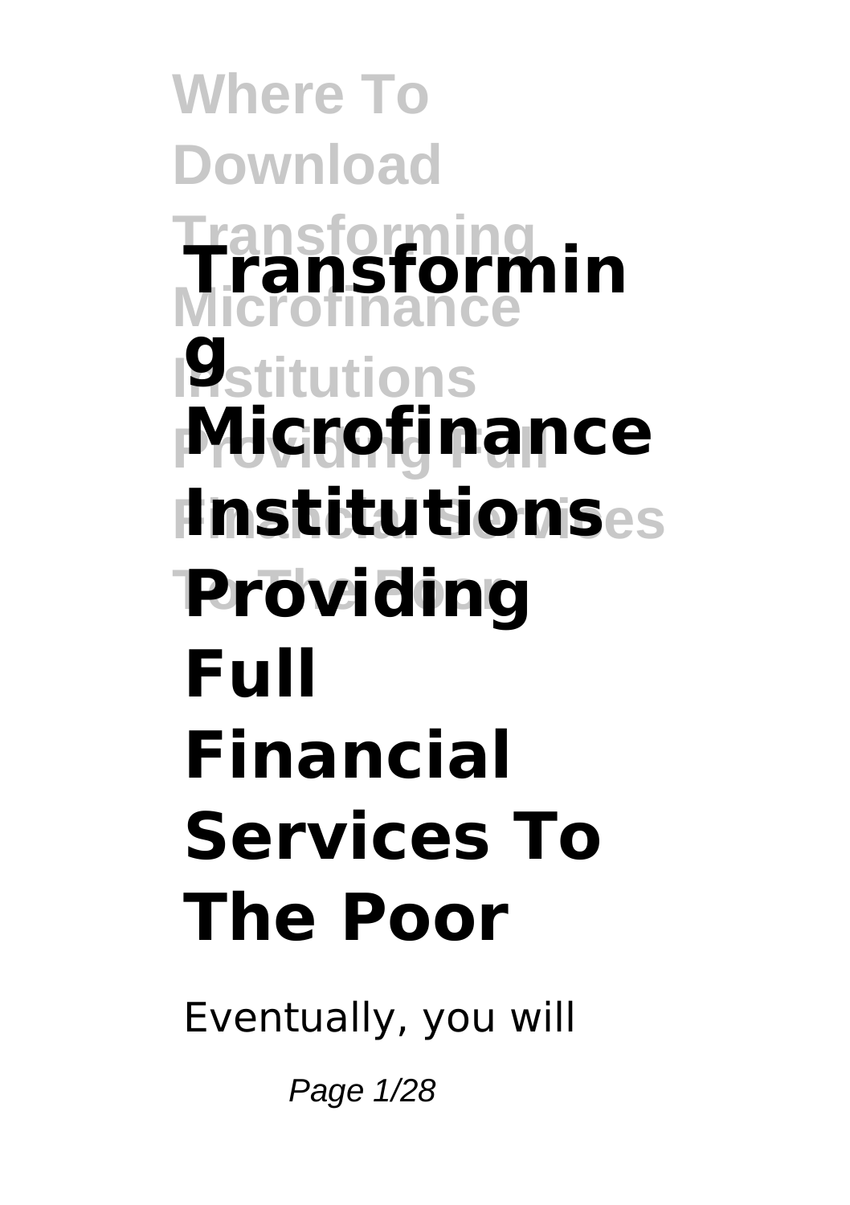# Transforming Microfinance Institutions Providing Full Financial Services To The Poor

Eventually, you will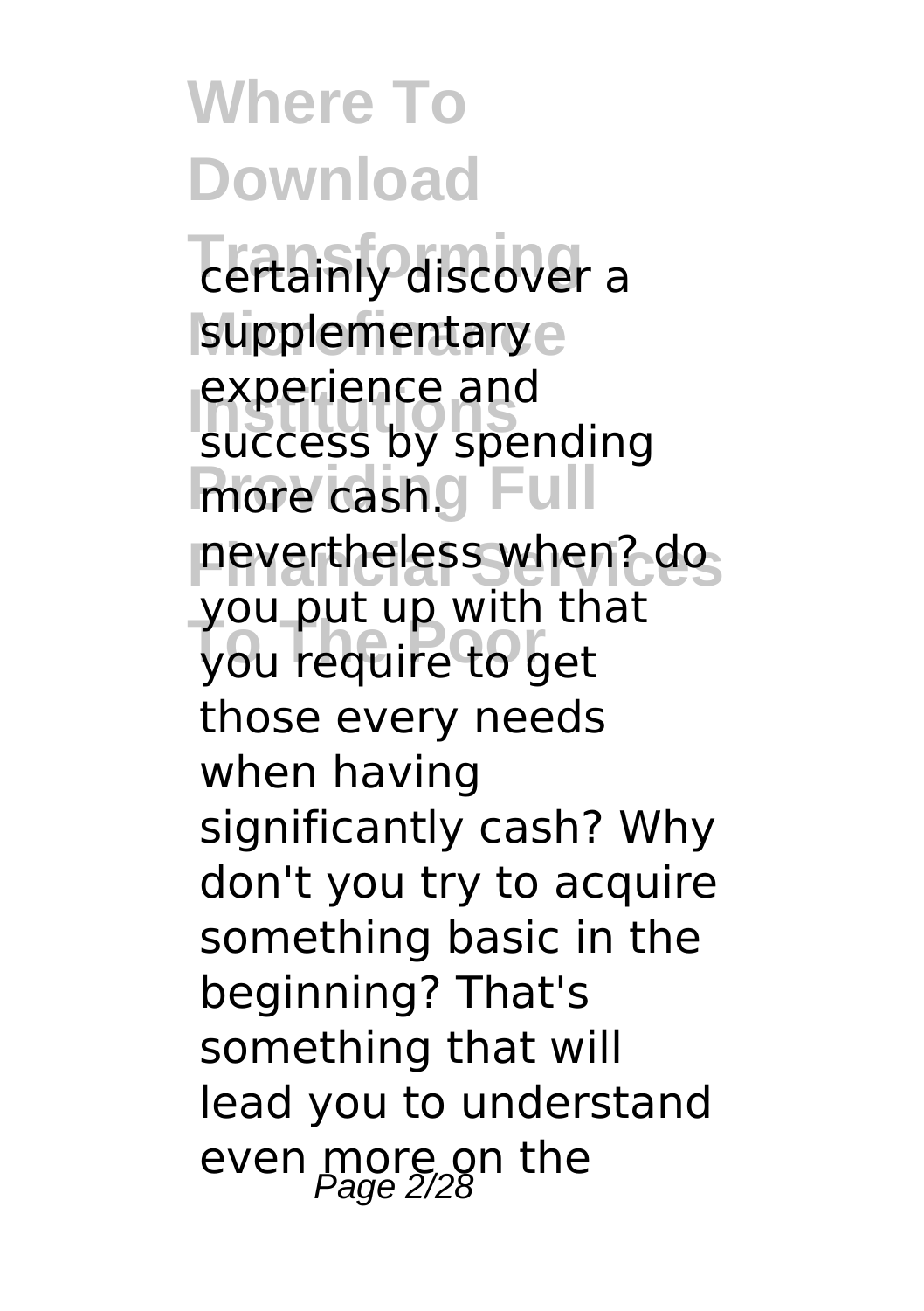certainly discover a supplementary experience and success by spending more cash. nevertheless when? do you put up with that you require to get those every needs when having significantly cash? Why don't you try to acquire something basic in the beginning? That's something that will lead you to understand even more on the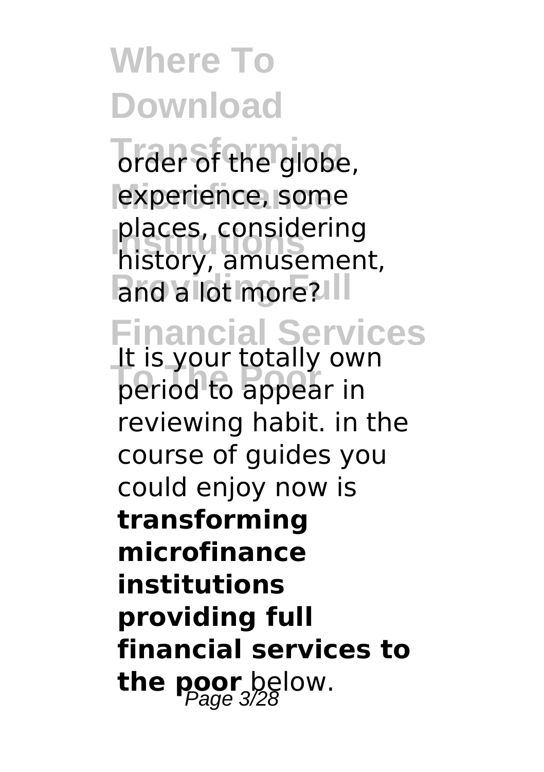order of the globe, experience, some places, considering history, amusement, and a lot more?

It is your totally own period to appear in reviewing habit. in the course of guides you could enjoy now is **transforming microfinance institutions providing full financial services to the poor** below.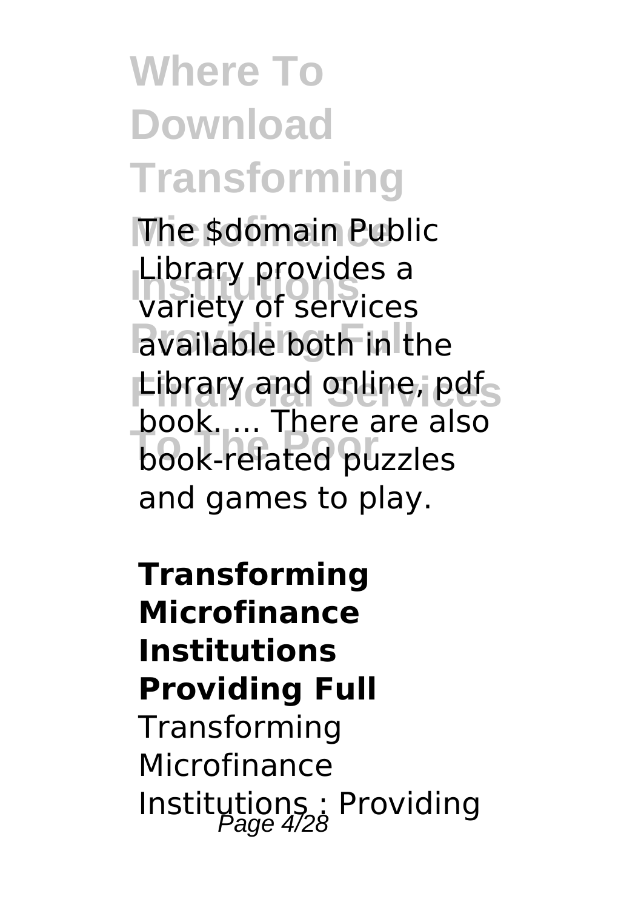The $domain Public Library provides a variety of services available both in the Library and online, pdf book. ... There are also book-related puzzles and games to play.

**Transforming Microfinance Institutions Providing Full**

Transforming Microfinance Institutions : Providing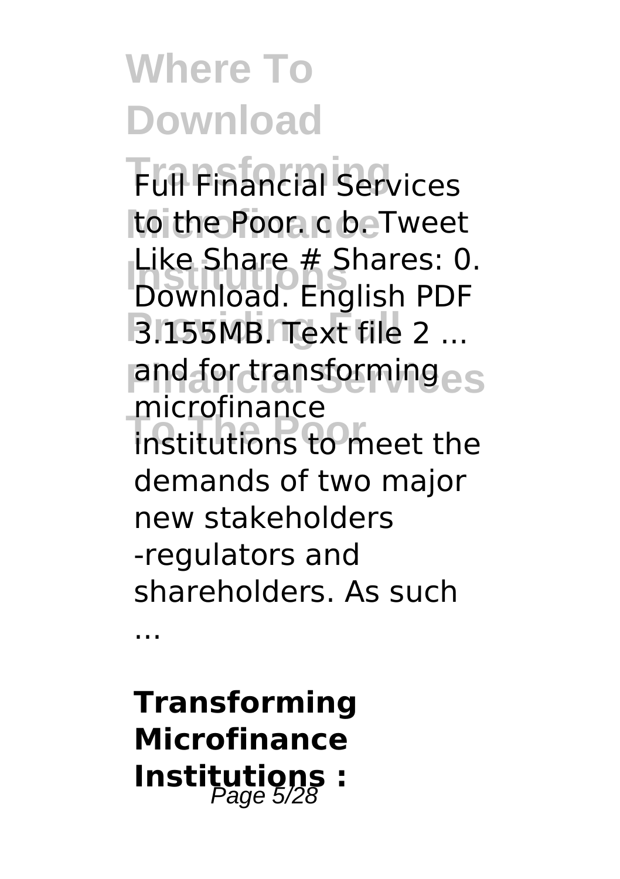Full Financial Services to the Poor. c b. Tweet Like Share # Shares: 0. Download. English PDF 3.155MB. Text file 2 ... and for transforming microfinance institutions to meet the demands of two major new stakeholders -regulators and shareholders. As such ...

**Transforming Microfinance Institutions :**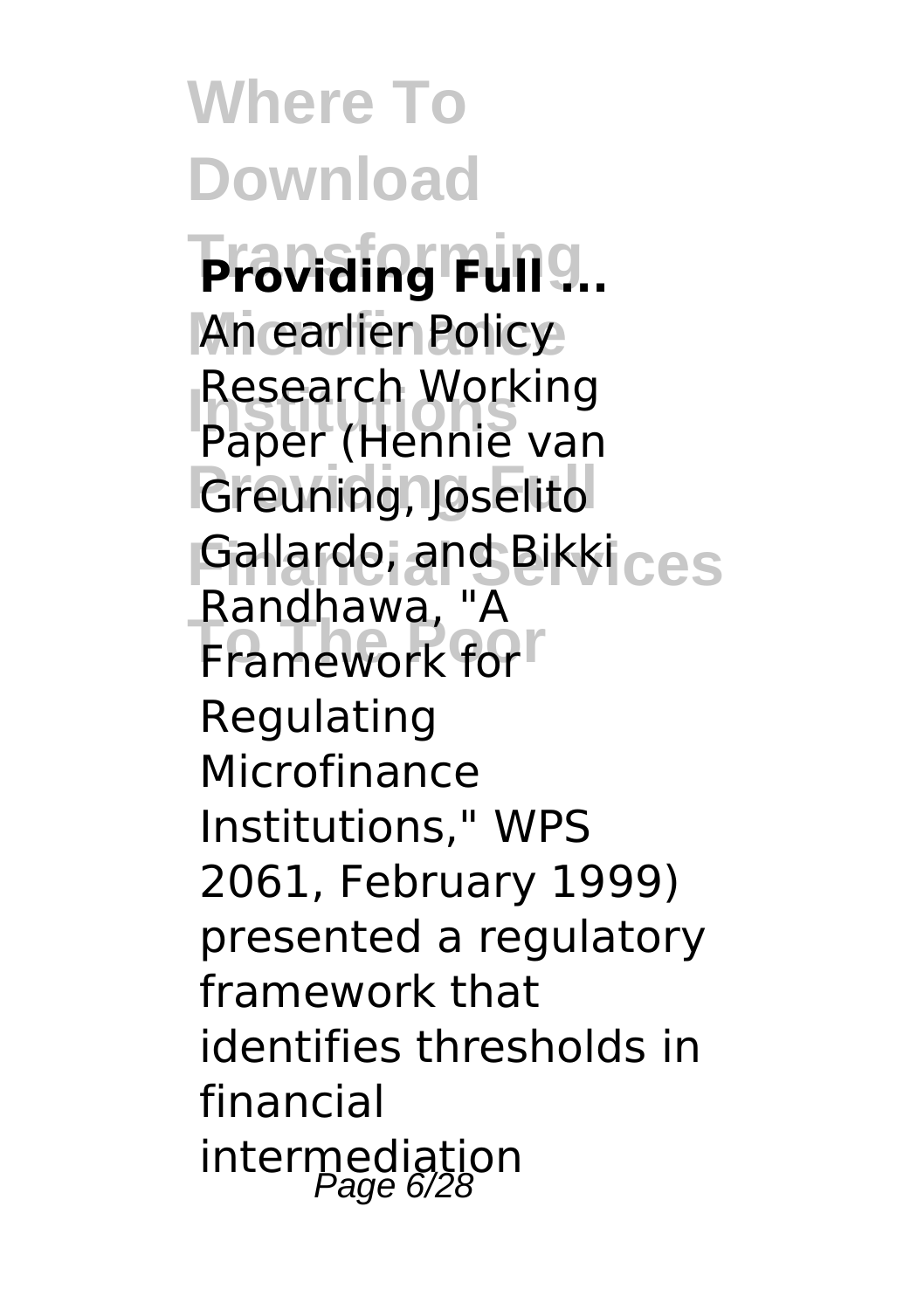**Providing Full ...**

An earlier Policy Research Working Paper (Hennie van Greuning, Joselito Gallardo, and Bikki Randhawa, "A Framework for Regulating Microfinance Institutions," WPS 2061, February 1999) presented a regulatory framework that identifies thresholds in financial intermediation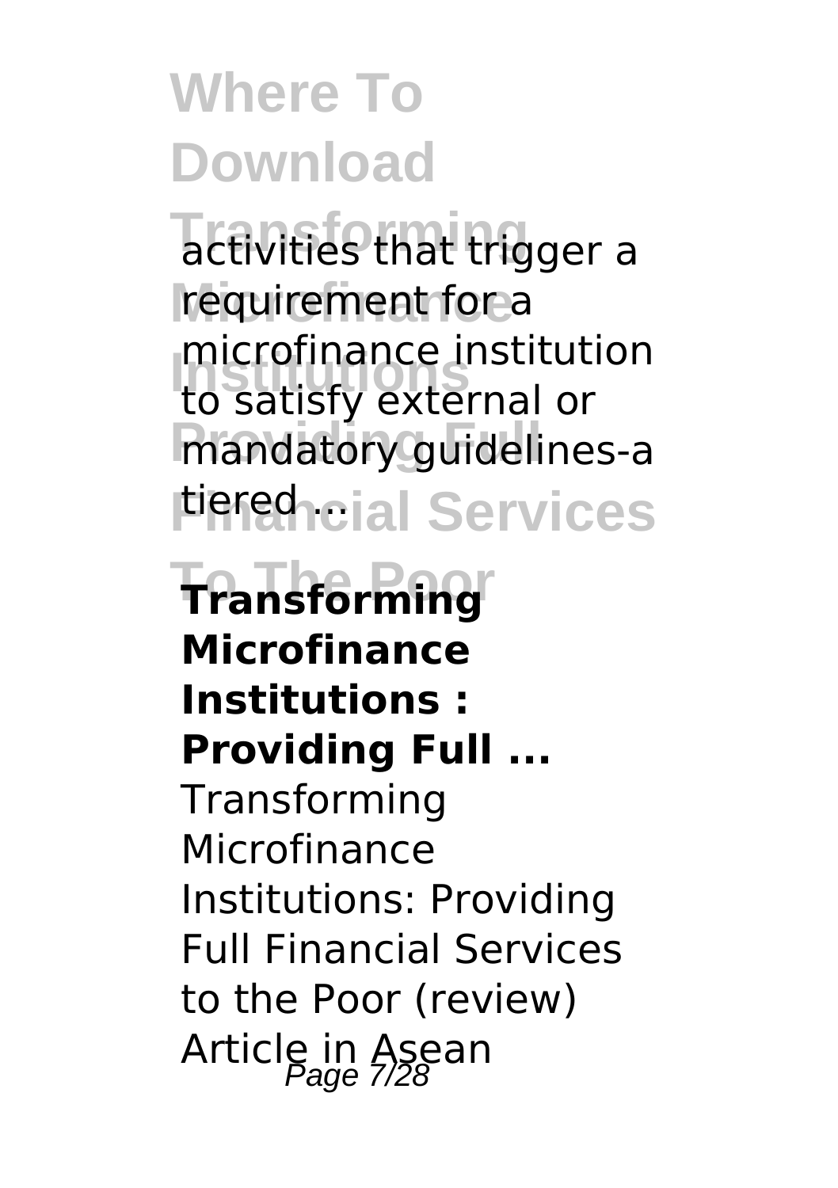activities that trigger a requirement for a microfinance institution to satisfy external or mandatory guidelines-a tiered ...

**Transforming Microfinance Institutions : Providing Full ...**

Transforming Microfinance Institutions: Providing Full Financial Services to the Poor (review) Article in Asean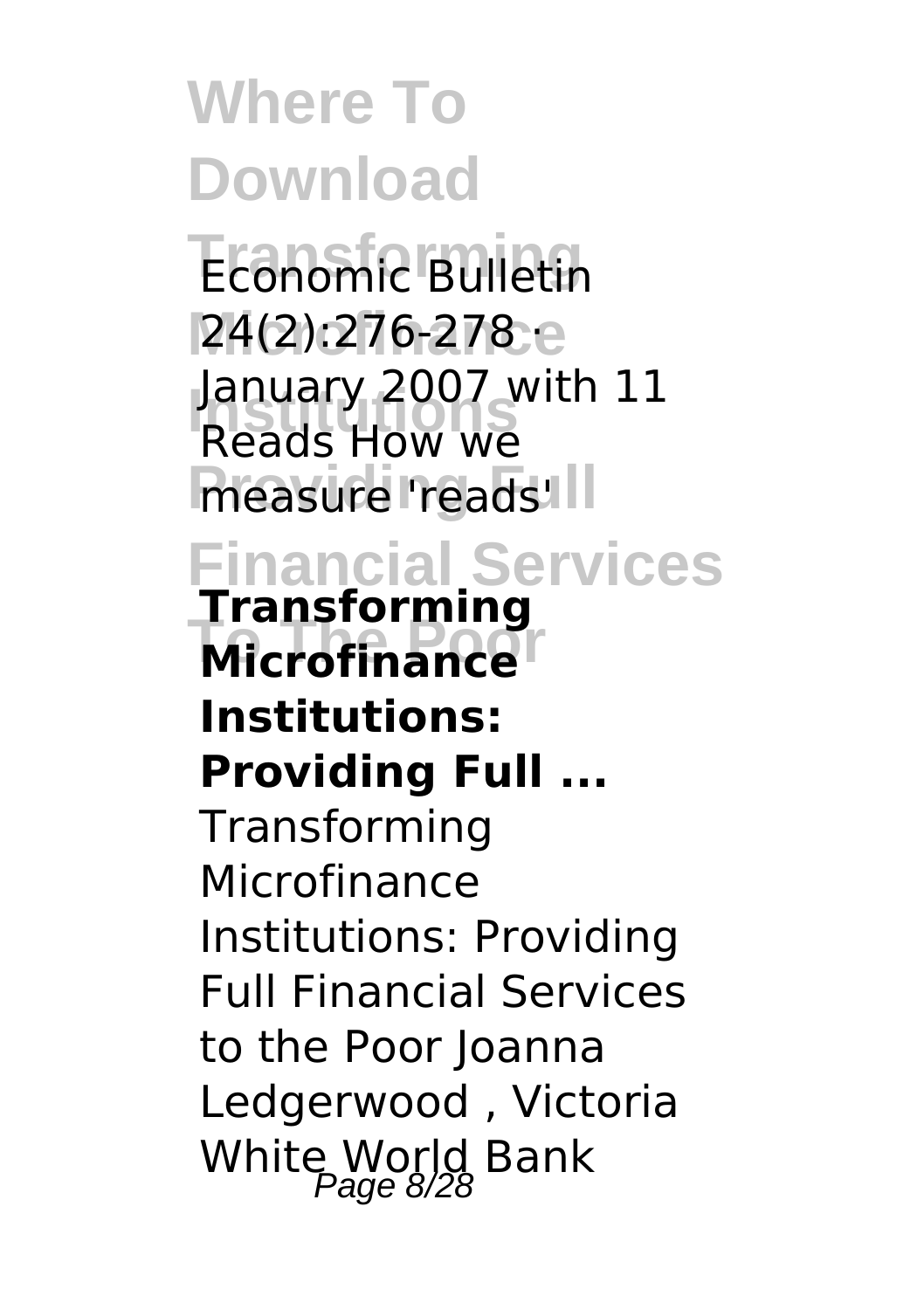Economic Bulletin 24(2):276-278 · January 2007 with 11 Reads How we measure 'reads'

**Transforming Microfinance Institutions: Providing Full ...**

Transforming Microfinance Institutions: Providing Full Financial Services to the Poor Joanna Ledgerwood , Victoria White World Bank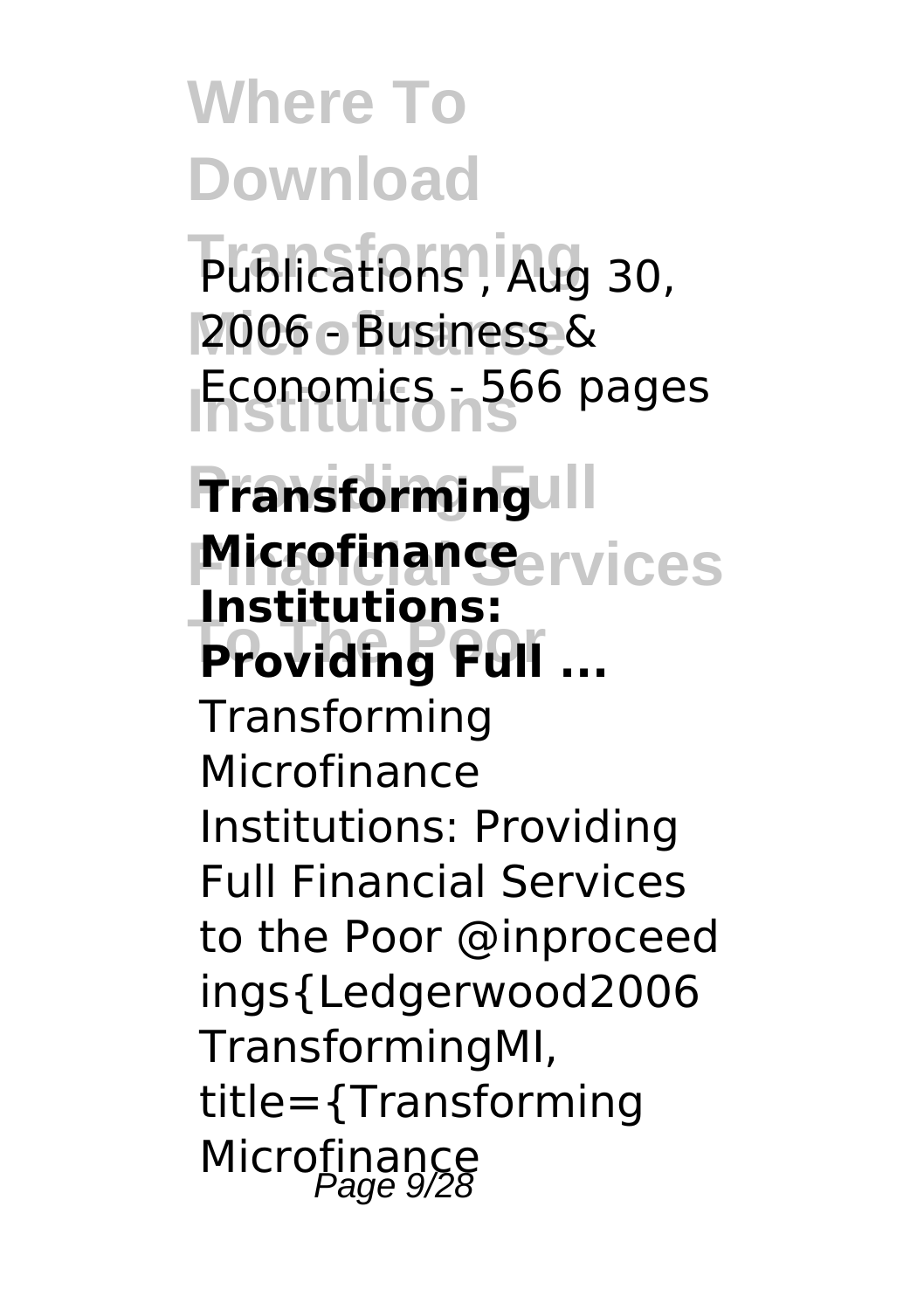Publications , Aug 30, 2006 - Business & Economics - 566 pages

## Transforming Microfinance Institutions: Providing Full ...

Transforming Microfinance Institutions: Providing Full Financial Services to the Poor @inproceedings{Ledgerwood2006TransformingMI, title={Transforming Microfinance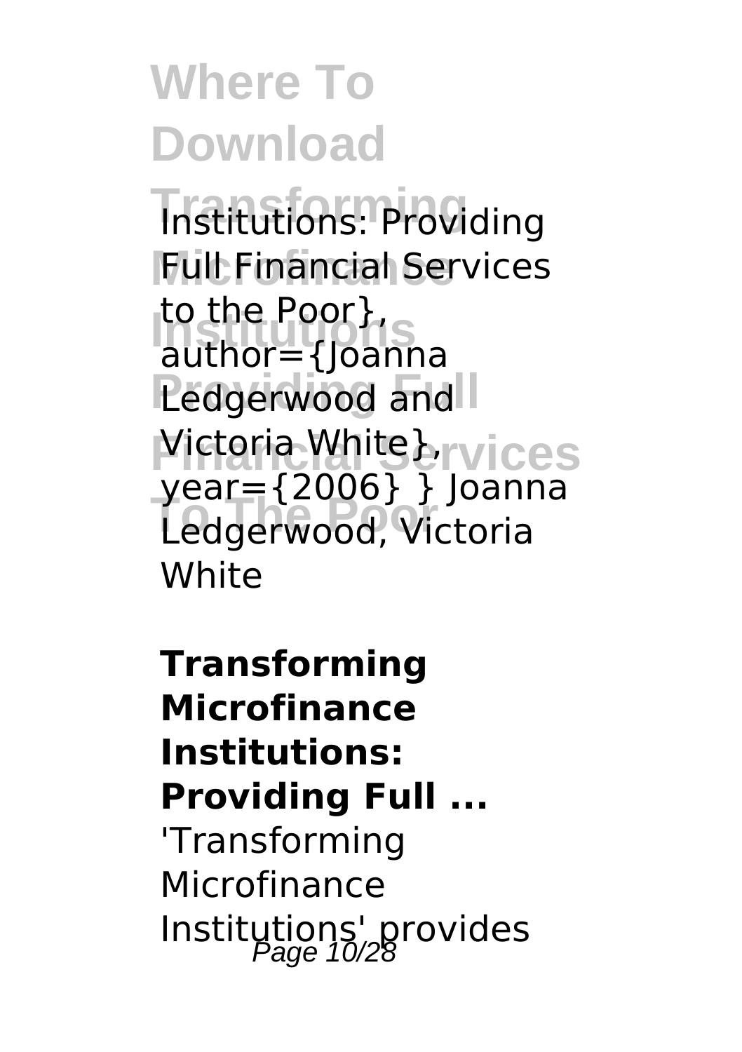Institutions: Providing Full Financial Services to the Poor}, author={Joanna Ledgerwood and Victoria White}, year={2006} } Joanna Ledgerwood, Victoria White

**Transforming Microfinance Institutions: Providing Full ...**

'Transforming Microfinance Institutions' provides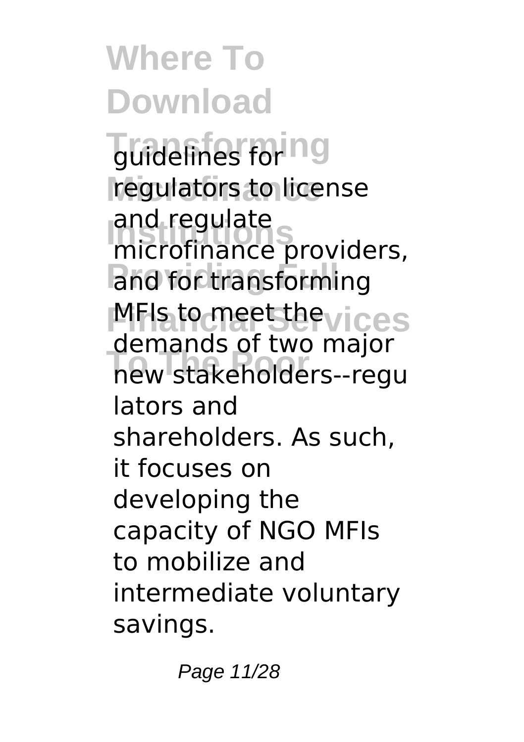guidelines for regulators to license and regulate microfinance providers, and for transforming MFIs to meet the demands of two major new stakeholders--regulators and shareholders. As such, it focuses on developing the capacity of NGO MFIs to mobilize and intermediate voluntary savings.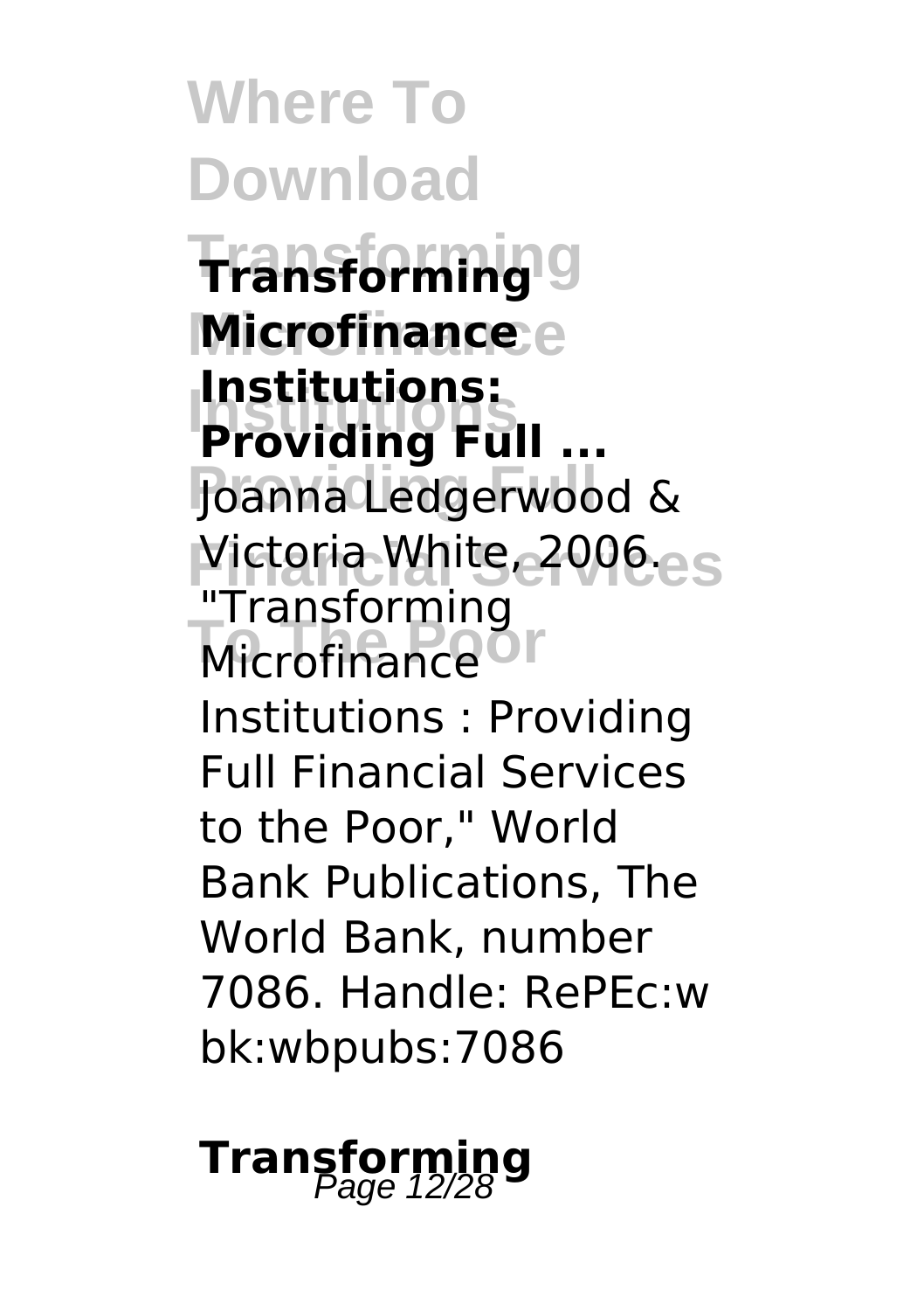## Transforming Microfinance Institutions: Providing Full ...

Joanna Ledgerwood & Victoria White, 2006. "Transforming Microfinance Institutions : Providing Full Financial Services to the Poor," World Bank Publications, The World Bank, number 7086. Handle: RePEc:wbk:wbpubs:7086

## Transforming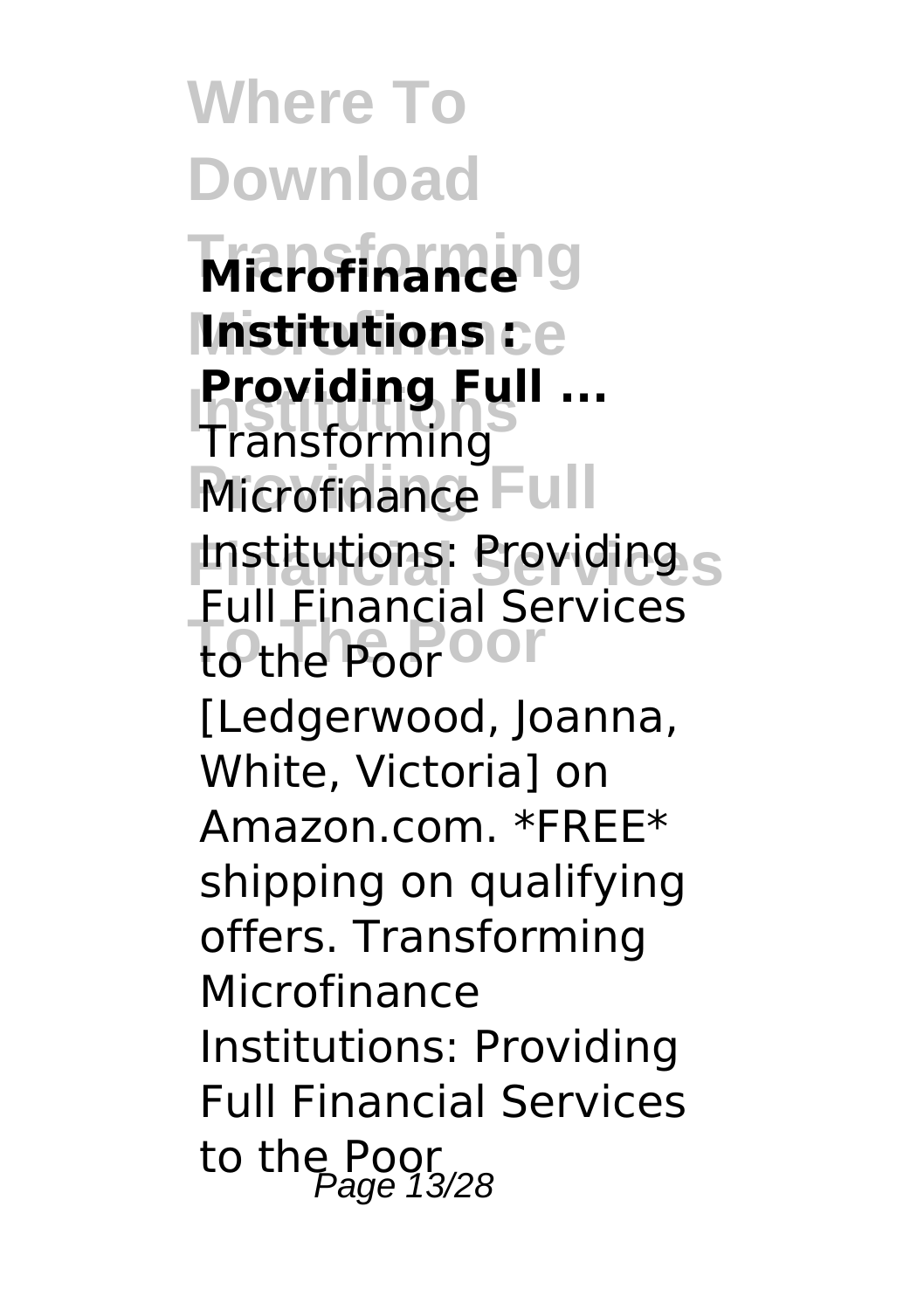**Microfinance Institutions : Providing Full ...**

Transforming Microfinance Institutions: Providing Full Financial Services to the Poor [Ledgerwood, Joanna, White, Victoria] on Amazon.com. *FREE* shipping on qualifying offers. Transforming Microfinance Institutions: Providing Full Financial Services to the Poor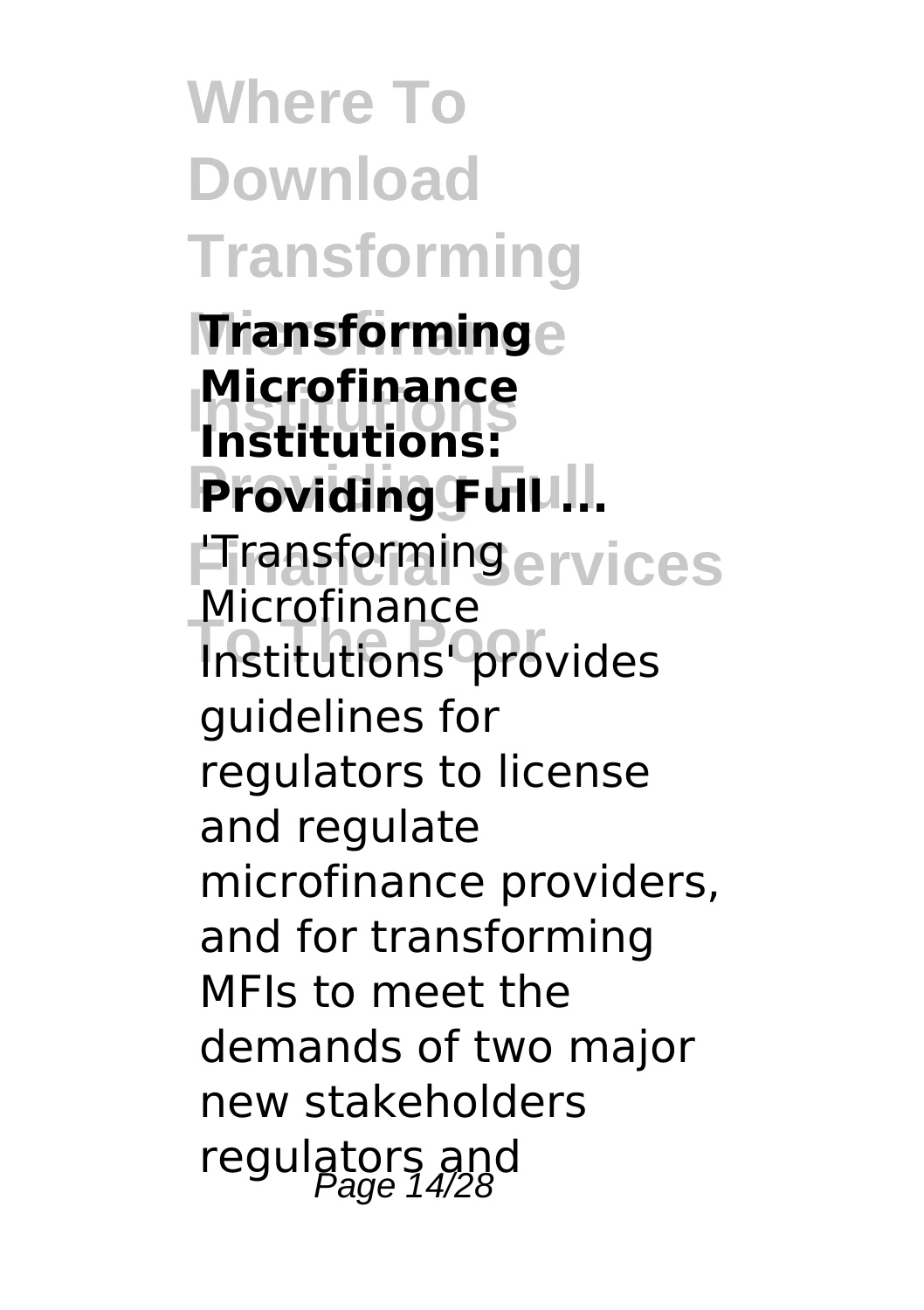**Transforming Microfinance Institutions: Providing Full ...**

'Transforming Microfinance Institutions' provides guidelines for regulators to license and regulate microfinance providers, and for transforming MFIs to meet the demands of two major new stakeholders regulators and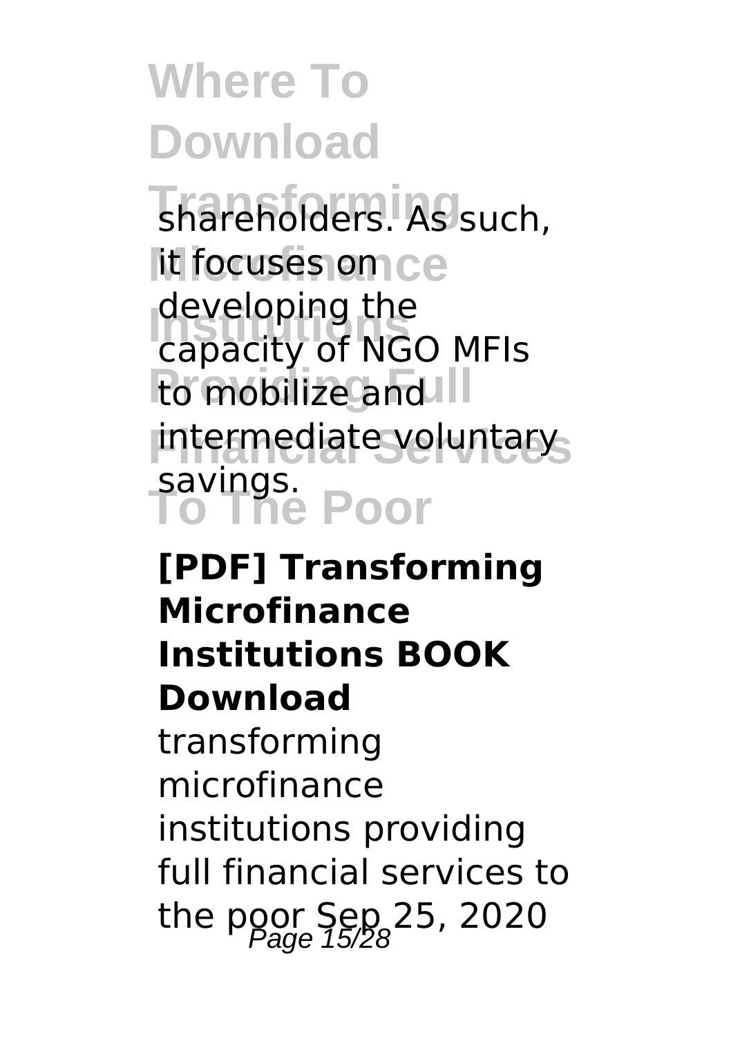shareholders. As such, it focuses on developing the capacity of NGO MFIs to mobilize and intermediate voluntary savings.

**[PDF] Transforming Microfinance Institutions BOOK Download**

transforming microfinance institutions providing full financial services to the poor Sep 25, 2020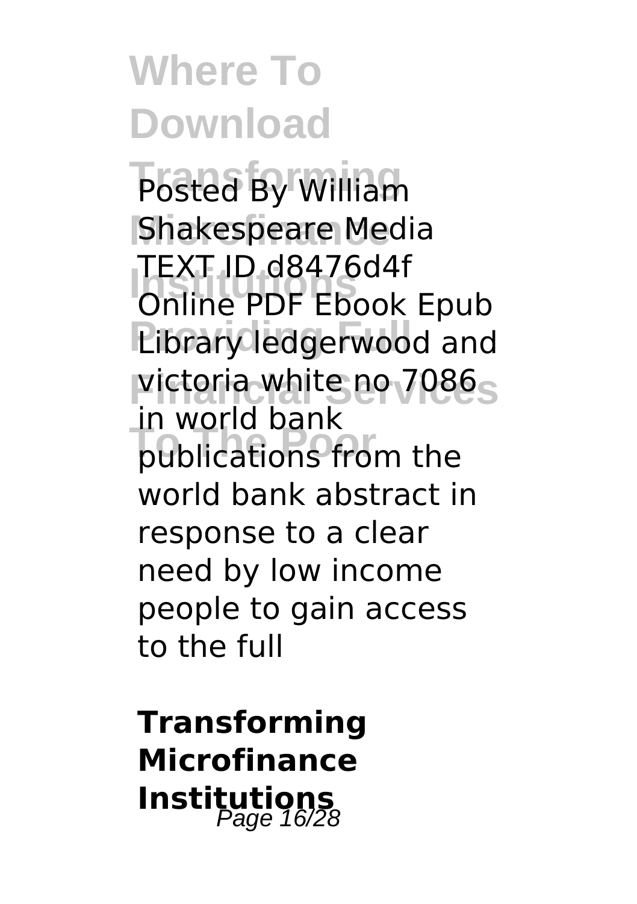Posted By William Shakespeare Media TEXT ID d8476d4f Online PDF Ebook Epub Library ledgerwood and victoria white no 7086 in world bank publications from the world bank abstract in response to a clear need by low income people to gain access to the full

**Transforming Microfinance Institutions**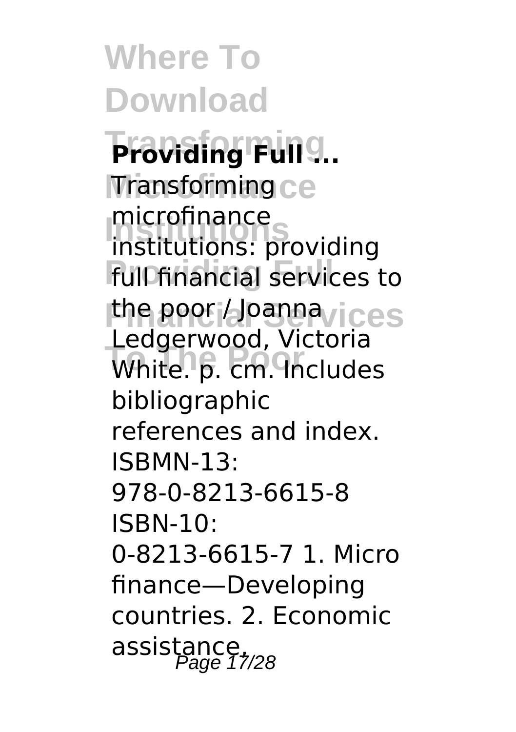## Providing Full ...

Transforming microfinance institutions: providing full financial services to the poor / Joanna Ledgerwood, Victoria White. p. cm. Includes bibliographic references and index. ISBMN-13: 978-0-8213-6615-8 ISBN-10: 0-8213-6615-7 1. Micro finance—Developing countries. 2. Economic assistance,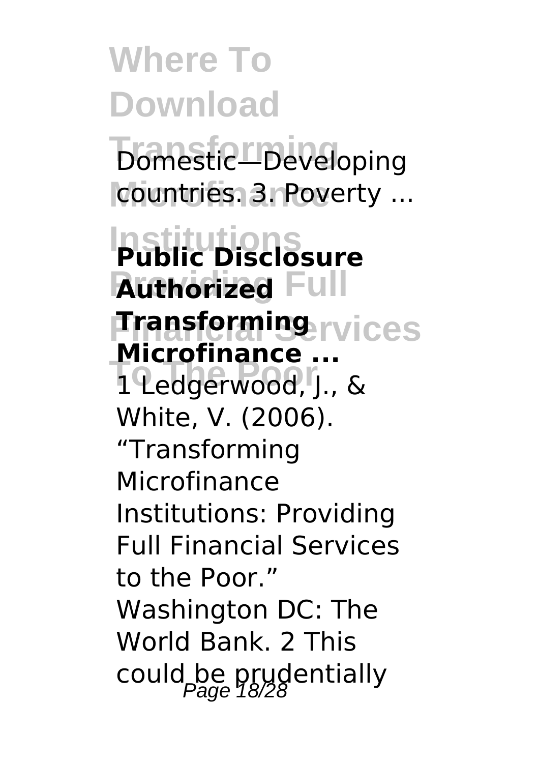Domestic—Developing countries. 3. Poverty ...

**Public Disclosure Authorized Transforming Microfinance ...**

1 Ledgerwood, J., & White, V. (2006). "Transforming Microfinance Institutions: Providing Full Financial Services to the Poor." Washington DC: The World Bank. 2 This could be prudentially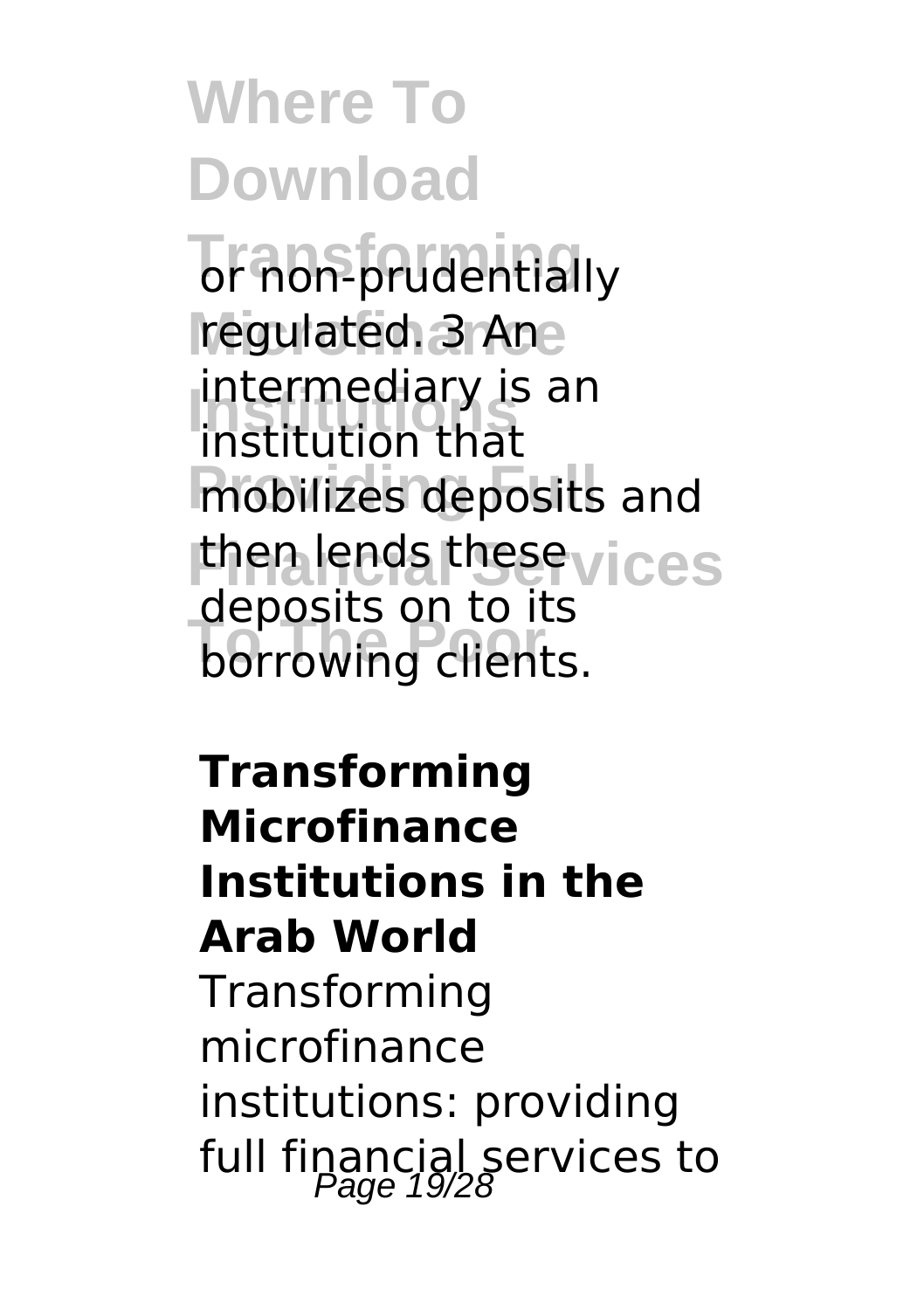or non-prudentially regulated. 3 An intermediary is an institution that mobilizes deposits and then lends these deposits on to its borrowing clients.

**Transforming Microfinance Institutions in the Arab World**

Transforming microfinance institutions: providing full financial services to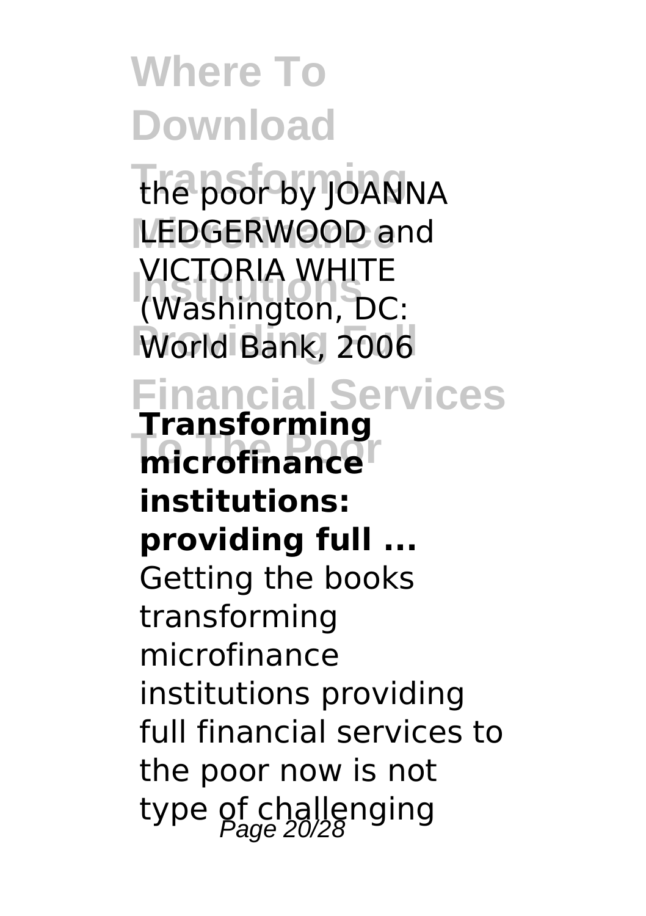the poor by JOANNA LEDGERWOOD and VICTORIA WHITE (Washington, DC: World Bank, 2006

**Transforming microfinance institutions: providing full ...**

Getting the books transforming microfinance institutions providing full financial services to the poor now is not type of challenging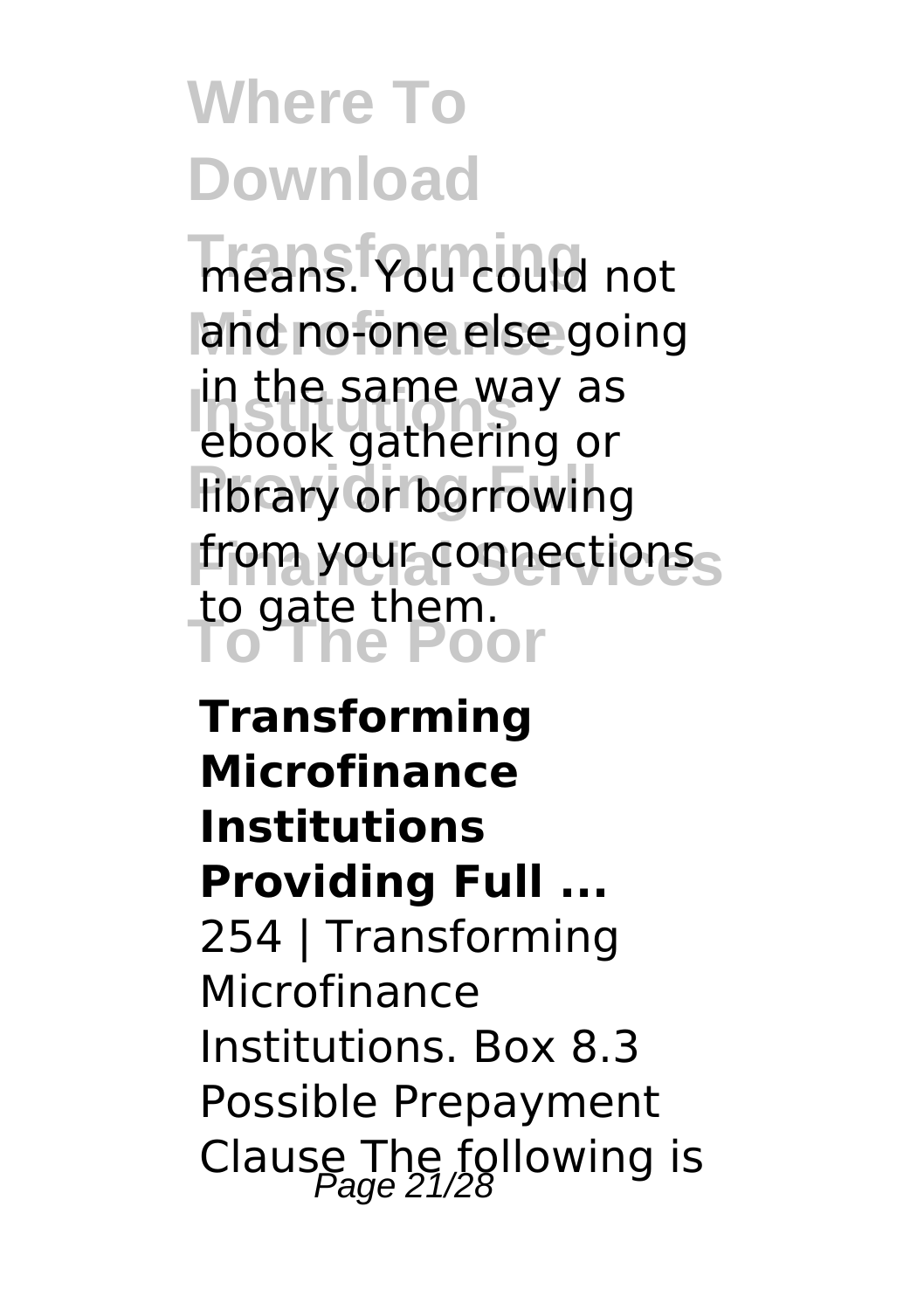means. You could not and no-one else going in the same way as ebook gathering or library or borrowing from your connections to gate them.

**Transforming Microfinance Institutions Providing Full ...**

254 | Transforming Microfinance Institutions. Box 8.3 Possible Prepayment Clause The following is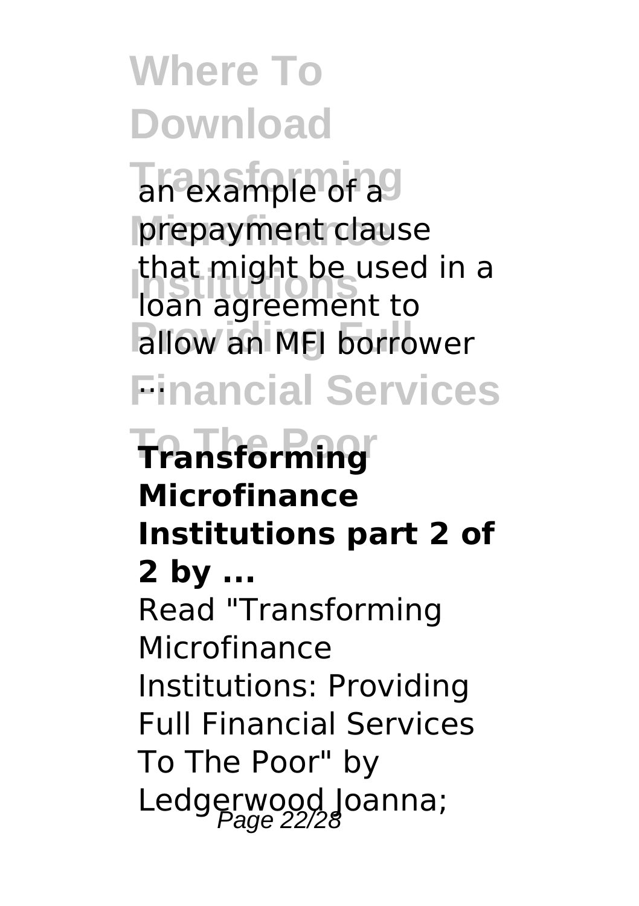an example of a prepayment clause that might be used in a loan agreement to allow an MFI borrower ...

**Transforming Microfinance Institutions part 2 of 2 by ...**

Read "Transforming Microfinance Institutions: Providing Full Financial Services To The Poor" by Ledgerwood Joanna;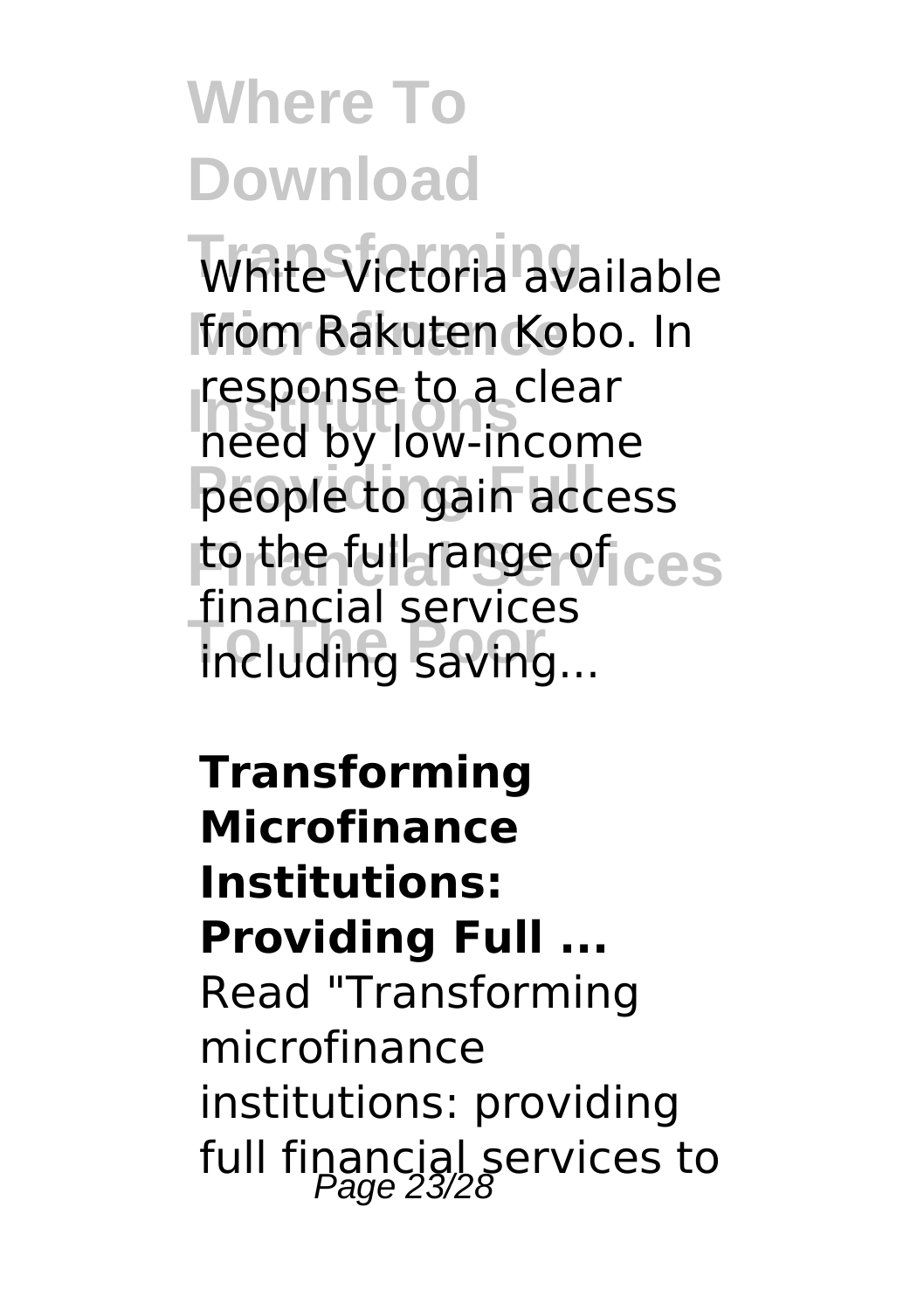White Victoria available from Rakuten Kobo. In response to a clear need by low-income people to gain access to the full range of financial services including saving...

**Transforming Microfinance Institutions: Providing Full ...**

Read "Transforming microfinance institutions: providing full financial services to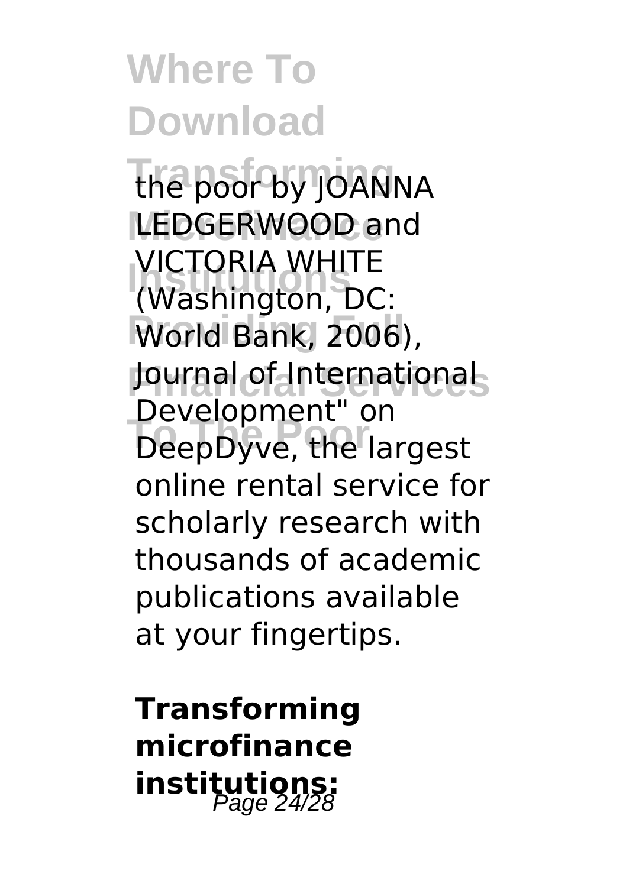the poor by JOANNA LEDGERWOOD and VICTORIA WHITE (Washington, DC: World Bank, 2006), Journal of International Development" on DeepDyve, the largest online rental service for scholarly research with thousands of academic publications available at your fingertips.

**Transforming microfinance institutions:**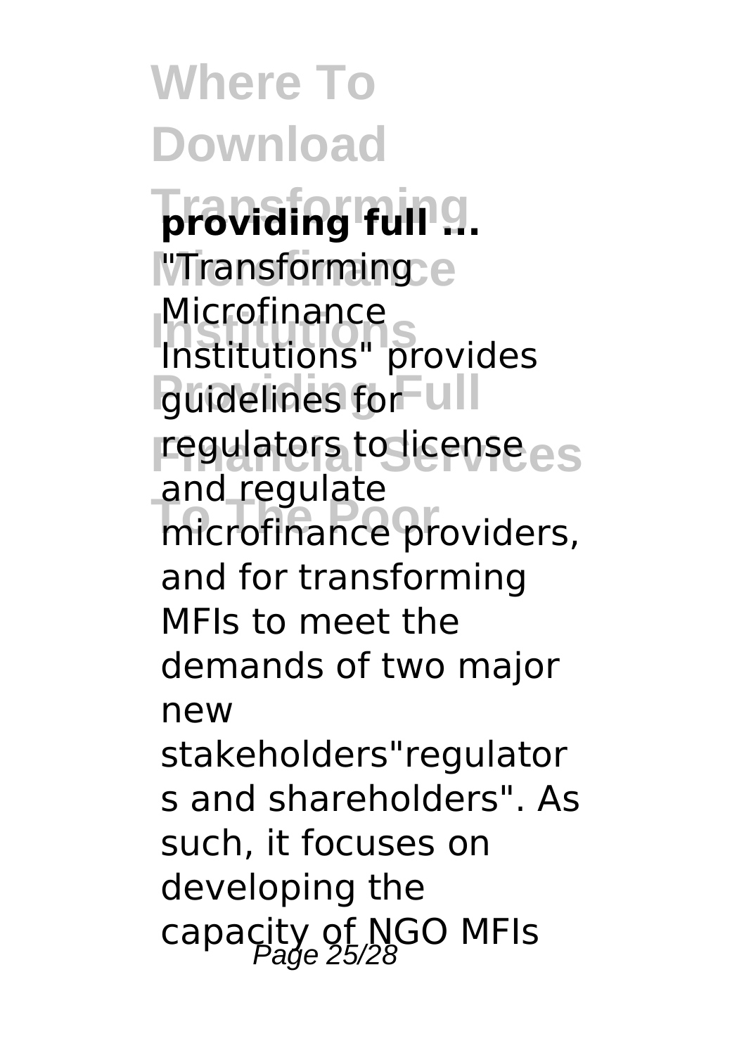**providing full ...**

"Transforming Microfinance Institutions" provides guidelines for regulators to license and regulate microfinance providers, and for transforming MFIs to meet the demands of two major new stakeholders"regulators and shareholders". As such, it focuses on developing the capacity of NGO MFIs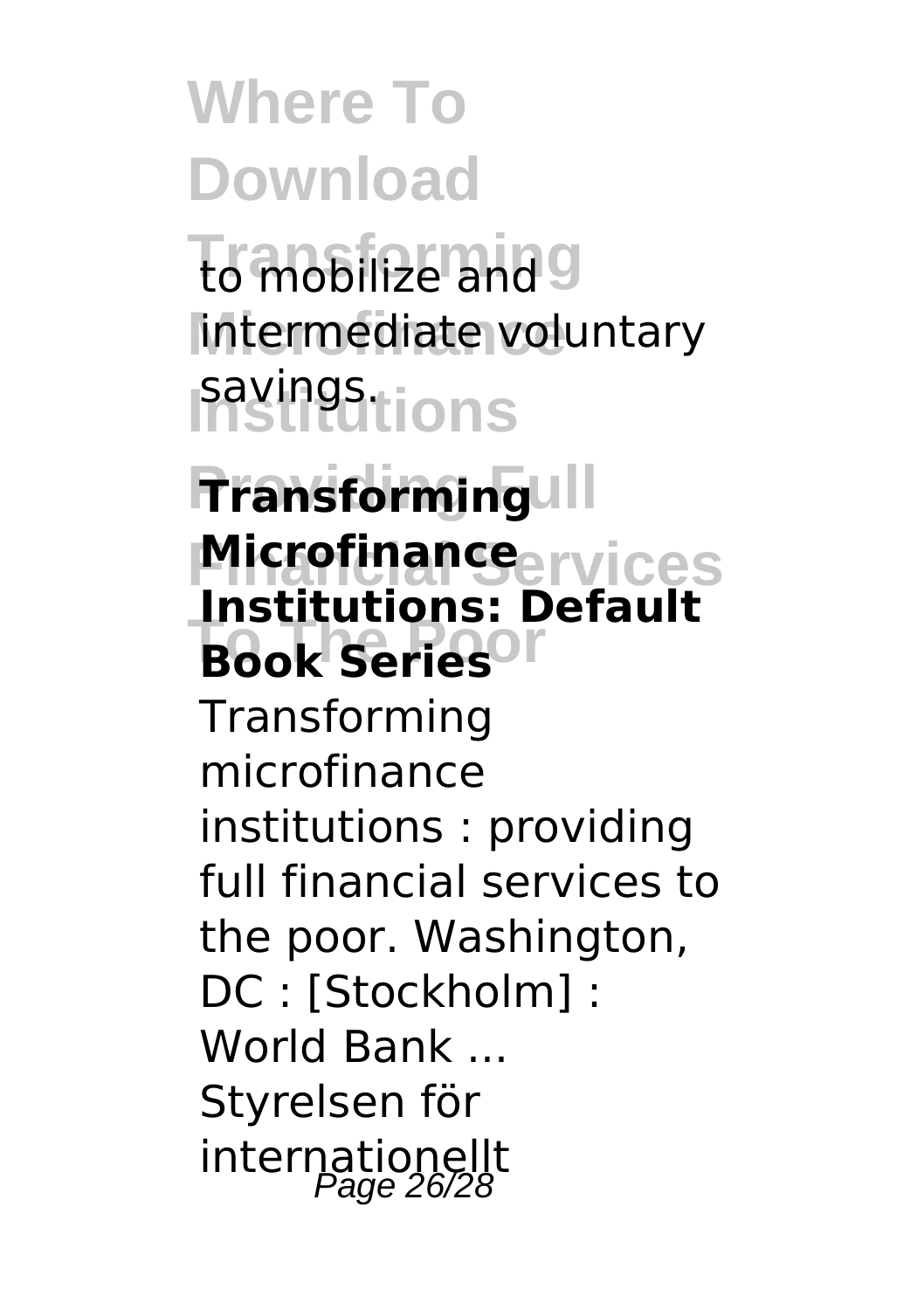to mobilize and intermediate voluntary savings.

**Transforming Microfinance Institutions: Default Book Series**

Transforming microfinance institutions : providing full financial services to the poor. Washington, DC : [Stockholm] : World Bank ... Styrelsen för internationellt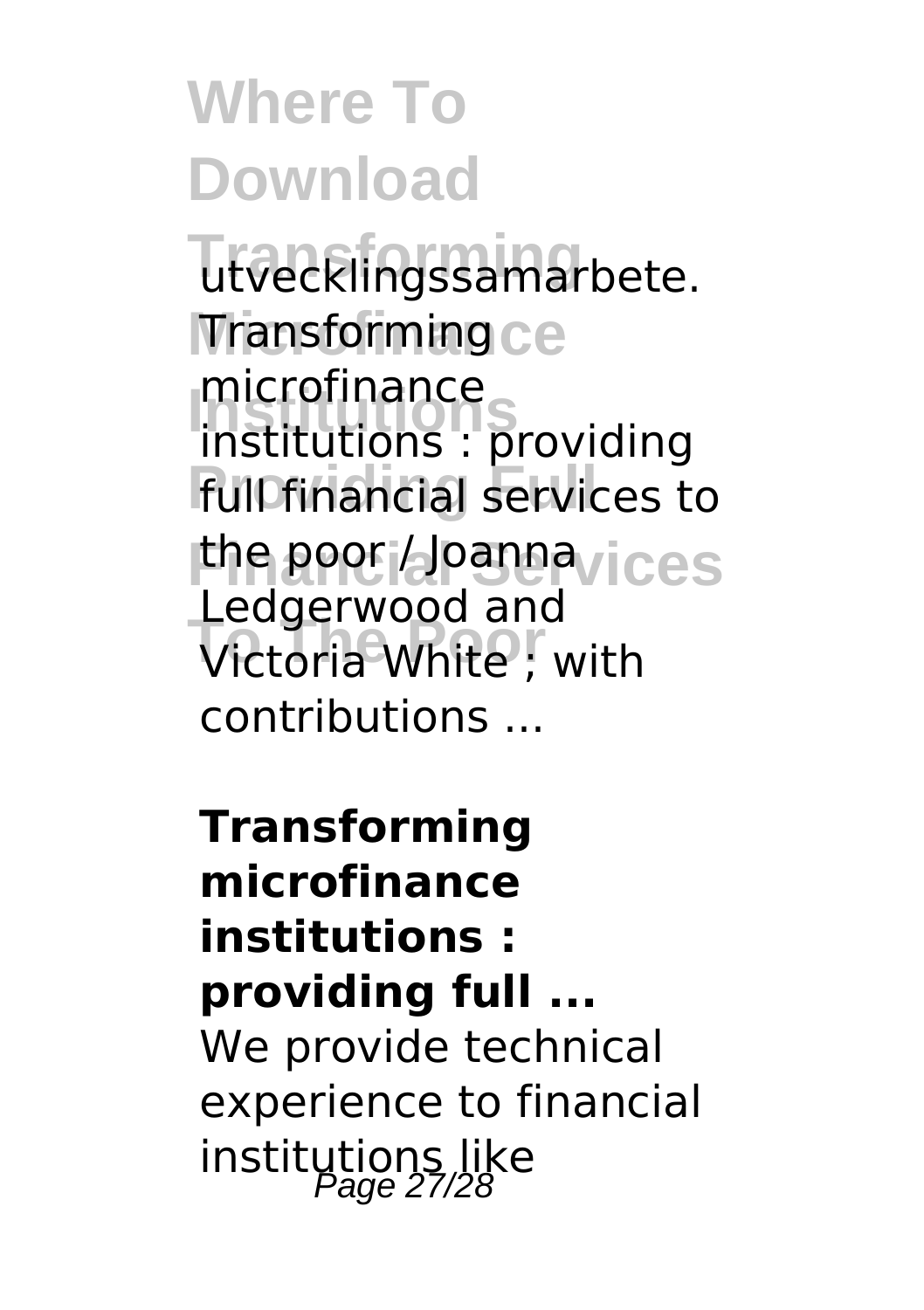utvecklingssamarbete. Transforming microfinance institutions : providing full financial services to the poor / Joanna Ledgerwood and Victoria White ; with contributions ...

**Transforming microfinance institutions : providing full ...**

We provide technical experience to financial institutions like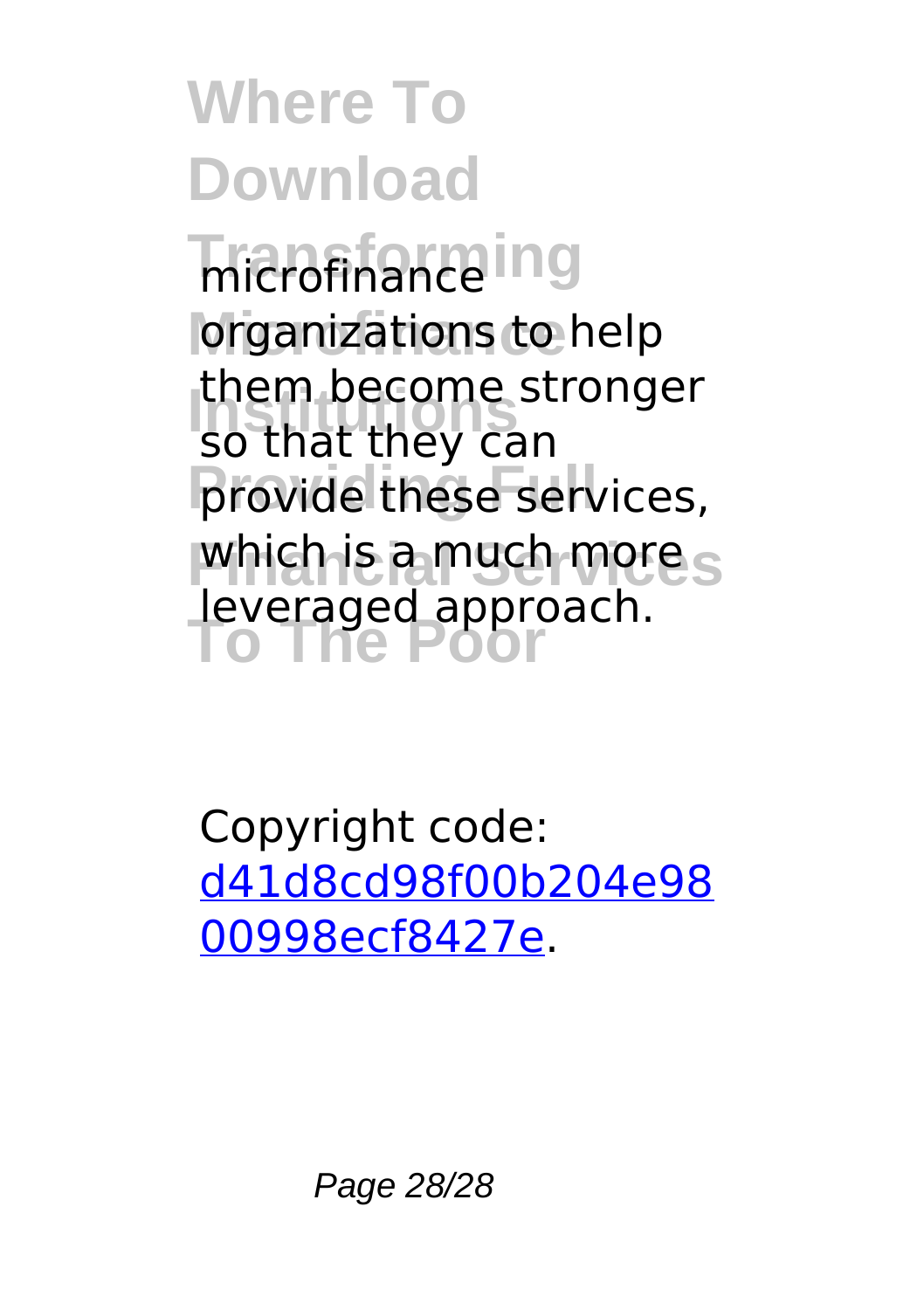microfinance organizations to help them become stronger so that they can provide these services, which is a much more leveraged approach.

Copyright code: [d41d8cd98f00b204e9800998ecf8427e](d41d8cd98f00b204e9800998ecf8427e).